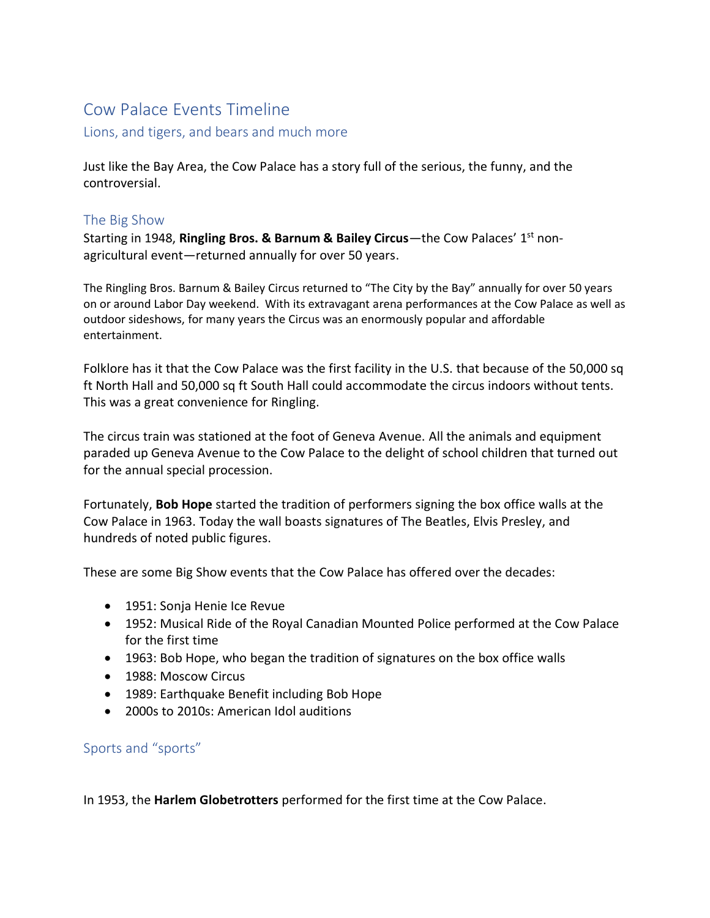# Cow Palace Events Timeline

## Lions, and tigers, and bears and much more

Just like the Bay Area, the Cow Palace has a story full of the serious, the funny, and the controversial.

### The Big Show

Starting in 1948, **Ringling Bros. & Barnum & Bailey Circus**—the Cow Palaces' 1st non-agricultural event—returned annually for over 50 years.

The Ringling Bros. Barnum & Bailey Circus returned to "The City by the Bay" annually for over 50 years on or around Labor Day weekend. With its extravagant arena performances at the Cow Palace as well as outdoor sideshows, for many years the Circus was an enormously popular and affordable entertainment.

Folklore has it that the Cow Palace was the first facility in the U.S. that because of the 50,000 sq ft North Hall and 50,000 sq ft South Hall could accommodate the circus indoors without tents. This was a great convenience for Ringling.

The circus train was stationed at the foot of Geneva Avenue. All the animals and equipment paraded up Geneva Avenue to the Cow Palace to the delight of school children that turned out for the annual special procession.

Fortunately, **Bob Hope** started the tradition of performers signing the box office walls at the Cow Palace in 1963. Today the wall boasts signatures of The Beatles, Elvis Presley, and hundreds of noted public figures.

These are some Big Show events that the Cow Palace has offered over the decades:

- 1951: Sonja Henie Ice Revue
- 1952: Musical Ride of the Royal Canadian Mounted Police performed at the Cow Palace for the first time
- 1963: Bob Hope, who began the tradition of signatures on the box office walls
- 1988: Moscow Circus
- 1989: Earthquake Benefit including Bob Hope
- 2000s to 2010s: American Idol auditions

### Sports and "sports"

In 1953, the **Harlem Globetrotters** performed for the first time at the Cow Palace.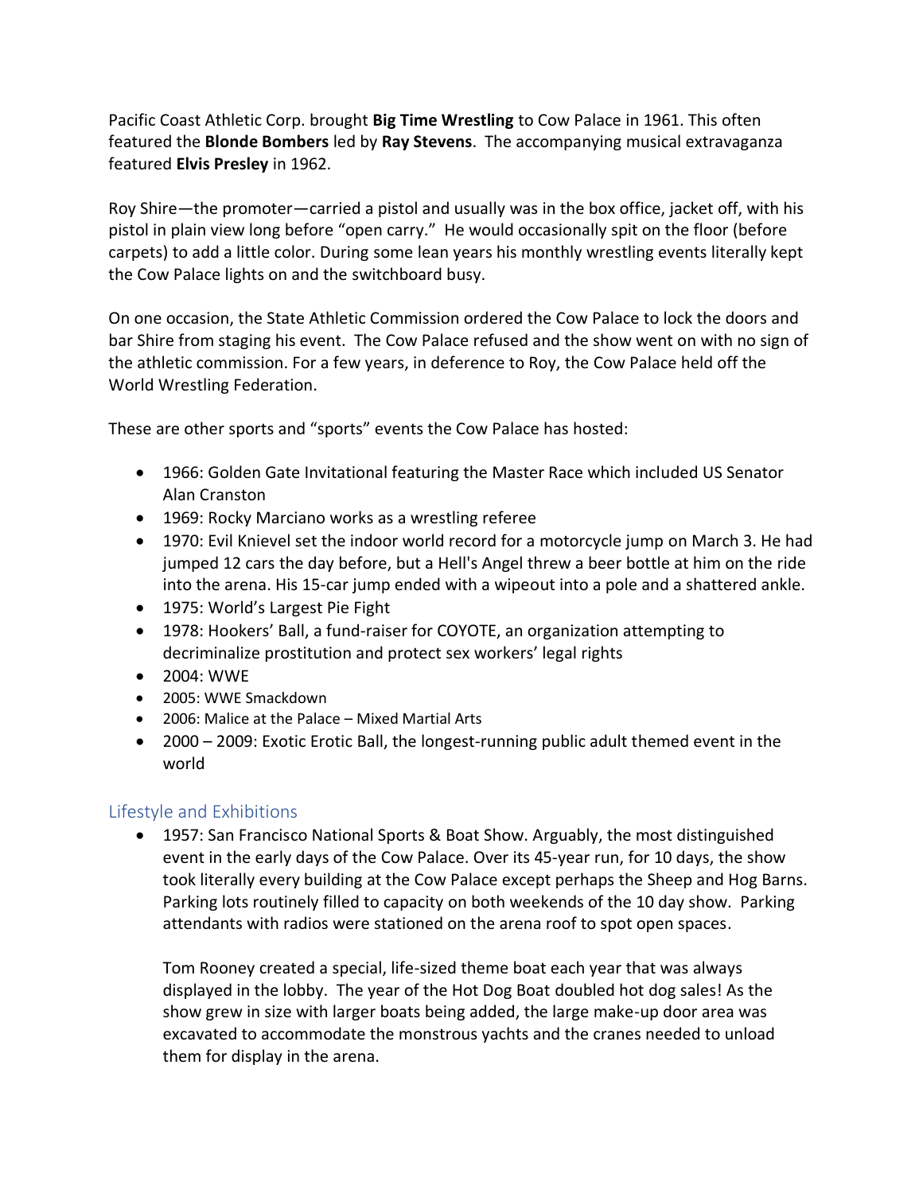Pacific Coast Athletic Corp. brought **Big Time Wrestling** to Cow Palace in 1961. This often featured the **Blonde Bombers** led by **Ray Stevens**. The accompanying musical extravaganza featured **Elvis Presley** in 1962.

Roy Shire—the promoter—carried a pistol and usually was in the box office, jacket off, with his pistol in plain view long before "open carry." He would occasionally spit on the floor (before carpets) to add a little color. During some lean years his monthly wrestling events literally kept the Cow Palace lights on and the switchboard busy.

On one occasion, the State Athletic Commission ordered the Cow Palace to lock the doors and bar Shire from staging his event. The Cow Palace refused and the show went on with no sign of the athletic commission. For a few years, in deference to Roy, the Cow Palace held off the World Wrestling Federation.

These are other sports and "sports" events the Cow Palace has hosted:

- 1966: Golden Gate Invitational featuring the Master Race which included US Senator Alan Cranston
- 1969: Rocky Marciano works as a wrestling referee
- 1970: Evil Knievel set the indoor world record for a motorcycle jump on March 3. He had jumped 12 cars the day before, but a Hell's Angel threw a beer bottle at him on the ride into the arena. His 15-car jump ended with a wipeout into a pole and a shattered ankle.
- 1975: World's Largest Pie Fight
- 1978: Hookers' Ball, a fund-raiser for COYOTE, an organization attempting to decriminalize prostitution and protect sex workers' legal rights
- 2004: WWE
- 2005: WWE Smackdown
- 2006: Malice at the Palace – Mixed Martial Arts
- 2000 – 2009: Exotic Erotic Ball, the longest-running public adult themed event in the world

## Lifestyle and Exhibitions

- 1957: San Francisco National Sports & Boat Show. Arguably, the most distinguished event in the early days of the Cow Palace. Over its 45-year run, for 10 days, the show took literally every building at the Cow Palace except perhaps the Sheep and Hog Barns. Parking lots routinely filled to capacity on both weekends of the 10 day show. Parking attendants with radios were stationed on the arena roof to spot open spaces.

  Tom Rooney created a special, life-sized theme boat each year that was always displayed in the lobby. The year of the Hot Dog Boat doubled hot dog sales! As the show grew in size with larger boats being added, the large make-up door area was excavated to accommodate the monstrous yachts and the cranes needed to unload them for display in the arena.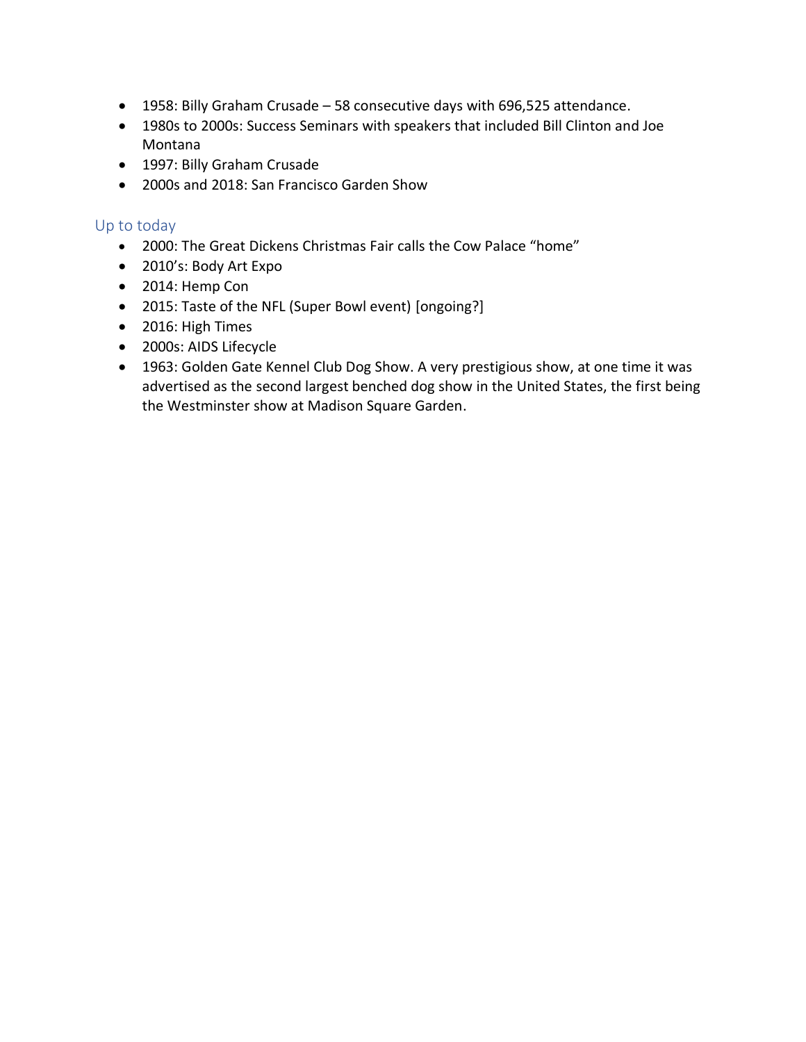- 1958: Billy Graham Crusade – 58 consecutive days with 696,525 attendance.
- 1980s to 2000s: Success Seminars with speakers that included Bill Clinton and Joe Montana
- 1997: Billy Graham Crusade
- 2000s and 2018: San Francisco Garden Show

## Up to today

- 2000: The Great Dickens Christmas Fair calls the Cow Palace "home"
- 2010's: Body Art Expo
- 2014: Hemp Con
- 2015: Taste of the NFL (Super Bowl event) [ongoing?]
- 2016: High Times
- 2000s: AIDS Lifecycle
- 1963: Golden Gate Kennel Club Dog Show. A very prestigious show, at one time it was advertised as the second largest benched dog show in the United States, the first being the Westminster show at Madison Square Garden.